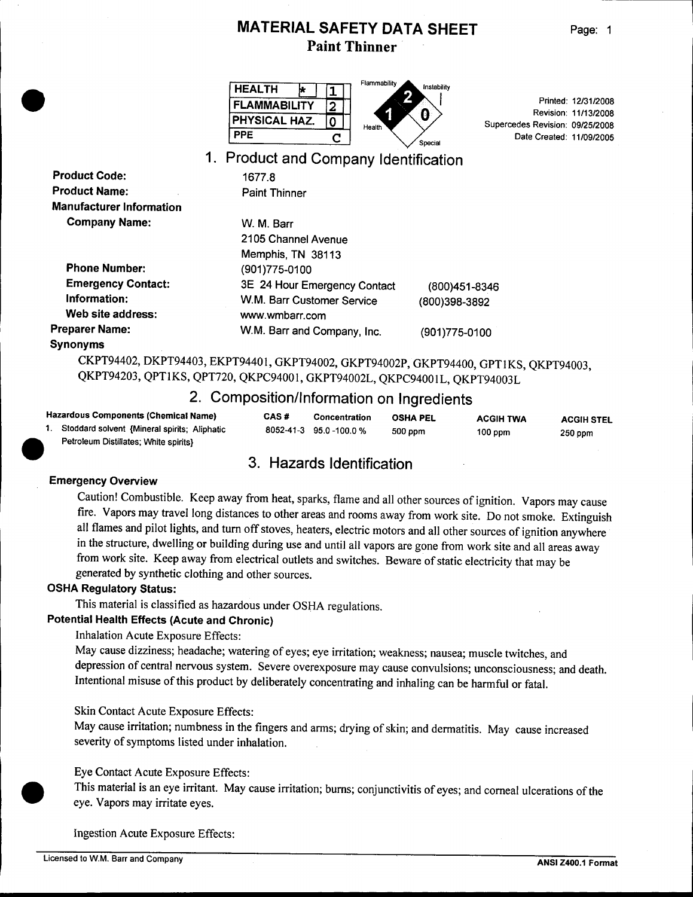# MATERIAL SAFETY DATA SHEET

## Paint Thinner

| HEALTH | * | 1 |
|---|---|---|
| FLAMMABILITY | | 2 |
| PHYSICAL HAZ. | | 0 |
| PPE | | C |

Flammability: 2, Instability: 0, Health: 1, Special

Printed: 12/31/2008
Revision: 11/13/2008
Supercedes Revision: 09/25/2008
Date Created: 11/09/2005

## 1. Product and Company Identification

**Product Code:** 1677.8

**Product Name:** Paint Thinner

**Manufacturer Information**

**Company Name:** W. M. Barr
2105 Channel Avenue
Memphis, TN 38113

**Phone Number:** (901)775-0100

**Emergency Contact:** 3E 24 Hour Emergency Contact (800)451-8346

**Information:** W.M. Barr Customer Service (800)398-3892

**Web site address:** www.wmbarr.com

**Preparer Name:** W.M. Barr and Company, Inc. (901)775-0100

**Synonyms**

CKPT94402, DKPT94403, EKPT94401, GKPT94002, GKPT94002P, GKPT94400, GPT1KS, QKPT94003, QKPT94203, QPT1KS, QPT720, QKPC94001, GKPT94002L, QKPC94001L, QKPT94003L

## 2. Composition/Information on Ingredients

| Hazardous Components (Chemical Name) | CAS # | Concentration | OSHA PEL | ACGIH TWA | ACGIH STEL |
|---|---|---|---|---|---|
| 1. Stoddard solvent {Mineral spirits; Aliphatic Petroleum Distillates; White spirits} | 8052-41-3 | 95.0 -100.0 % | 500 ppm | 100 ppm | 250 ppm |

## 3. Hazards Identification

### Emergency Overview

Caution! Combustible. Keep away from heat, sparks, flame and all other sources of ignition. Vapors may cause fire. Vapors may travel long distances to other areas and rooms away from work site. Do not smoke. Extinguish all flames and pilot lights, and turn off stoves, heaters, electric motors and all other sources of ignition anywhere in the structure, dwelling or building during use and until all vapors are gone from work site and all areas away from work site. Keep away from electrical outlets and switches. Beware of static electricity that may be generated by synthetic clothing and other sources.

### OSHA Regulatory Status:

This material is classified as hazardous under OSHA regulations.

### Potential Health Effects (Acute and Chronic)

Inhalation Acute Exposure Effects:

May cause dizziness; headache; watering of eyes; eye irritation; weakness; nausea; muscle twitches, and depression of central nervous system. Severe overexposure may cause convulsions; unconsciousness; and death. Intentional misuse of this product by deliberately concentrating and inhaling can be harmful or fatal.

Skin Contact Acute Exposure Effects:

May cause irritation; numbness in the fingers and arms; drying of skin; and dermatitis. May cause increased severity of symptoms listed under inhalation.

Eye Contact Acute Exposure Effects:

This material is an eye irritant. May cause irritation; burns; conjunctivitis of eyes; and corneal ulcerations of the eye. Vapors may irritate eyes.

Ingestion Acute Exposure Effects: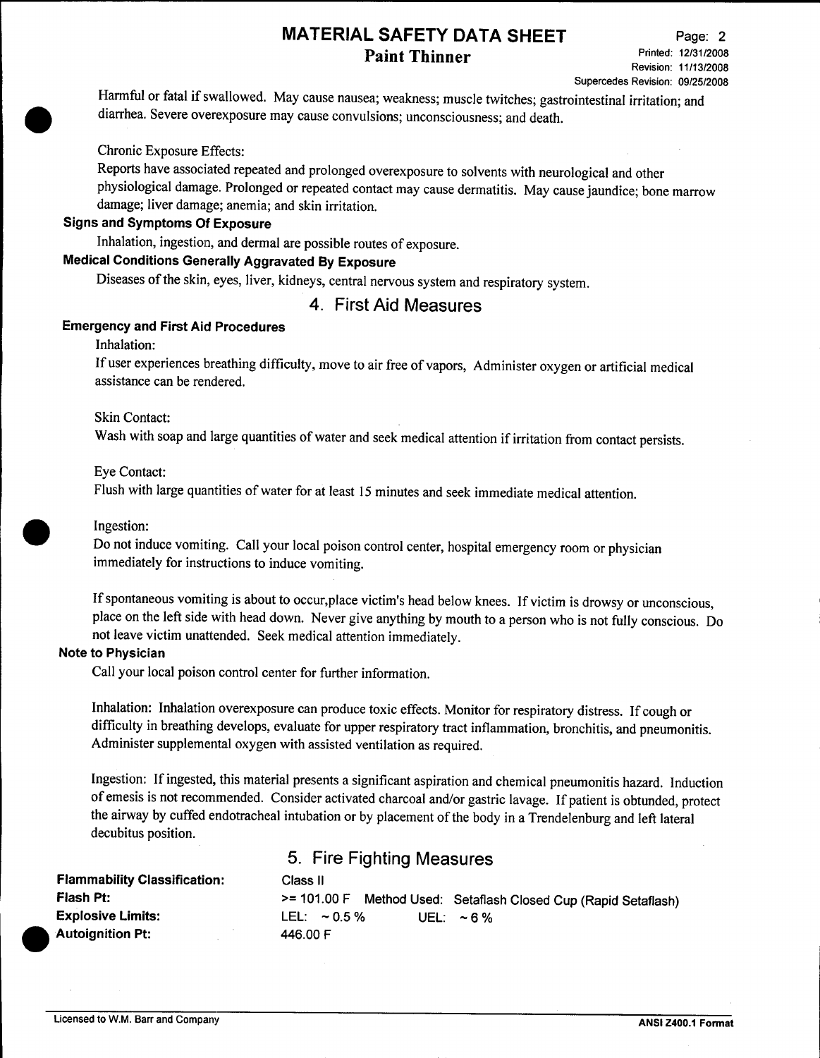Harmful or fatal if swallowed. May cause nausea; weakness; muscle twitches; gastrointestinal irritation; and diarrhea. Severe overexposure may cause convulsions; unconsciousness; and death.

Chronic Exposure Effects:

Reports have associated repeated and prolonged overexposure to solvents with neurological and other physiological damage. Prolonged or repeated contact may cause dermatitis. May cause jaundice; bone marrow damage; liver damage; anemia; and skin irritation.

**Signs and Symptoms Of Exposure**

Inhalation, ingestion, and dermal are possible routes of exposure.

**Medical Conditions Generally Aggravated By Exposure**

Diseases of the skin, eyes, liver, kidneys, central nervous system and respiratory system.

## 4. First Aid Measures

**Emergency and First Aid Procedures**

Inhalation:

If user experiences breathing difficulty, move to air free of vapors, Administer oxygen or artificial medical assistance can be rendered.

Skin Contact:

Wash with soap and large quantities of water and seek medical attention if irritation from contact persists.

Eye Contact:

Flush with large quantities of water for at least 15 minutes and seek immediate medical attention.

Ingestion:

Do not induce vomiting. Call your local poison control center, hospital emergency room or physician immediately for instructions to induce vomiting.

If spontaneous vomiting is about to occur,place victim's head below knees. If victim is drowsy or unconscious, place on the left side with head down. Never give anything by mouth to a person who is not fully conscious. Do not leave victim unattended. Seek medical attention immediately.

**Note to Physician**

Call your local poison control center for further information.

Inhalation: Inhalation overexposure can produce toxic effects. Monitor for respiratory distress. If cough or difficulty in breathing develops, evaluate for upper respiratory tract inflammation, bronchitis, and pneumonitis. Administer supplemental oxygen with assisted ventilation as required.

Ingestion: If ingested, this material presents a significant aspiration and chemical pneumonitis hazard. Induction of emesis is not recommended. Consider activated charcoal and/or gastric lavage. If patient is obtunded, protect the airway by cuffed endotracheal intubation or by placement of the body in a Trendelenburg and left lateral decubitus position.

## 5. Fire Fighting Measures

**Flammability Classification:** Class II

**Flash Pt:** >= 101.00 F Method Used: Setaflash Closed Cup (Rapid Setaflash)

**Explosive Limits:** LEL: ~ 0.5 % UEL: ~ 6 %

**Autoignition Pt:** 446.00 F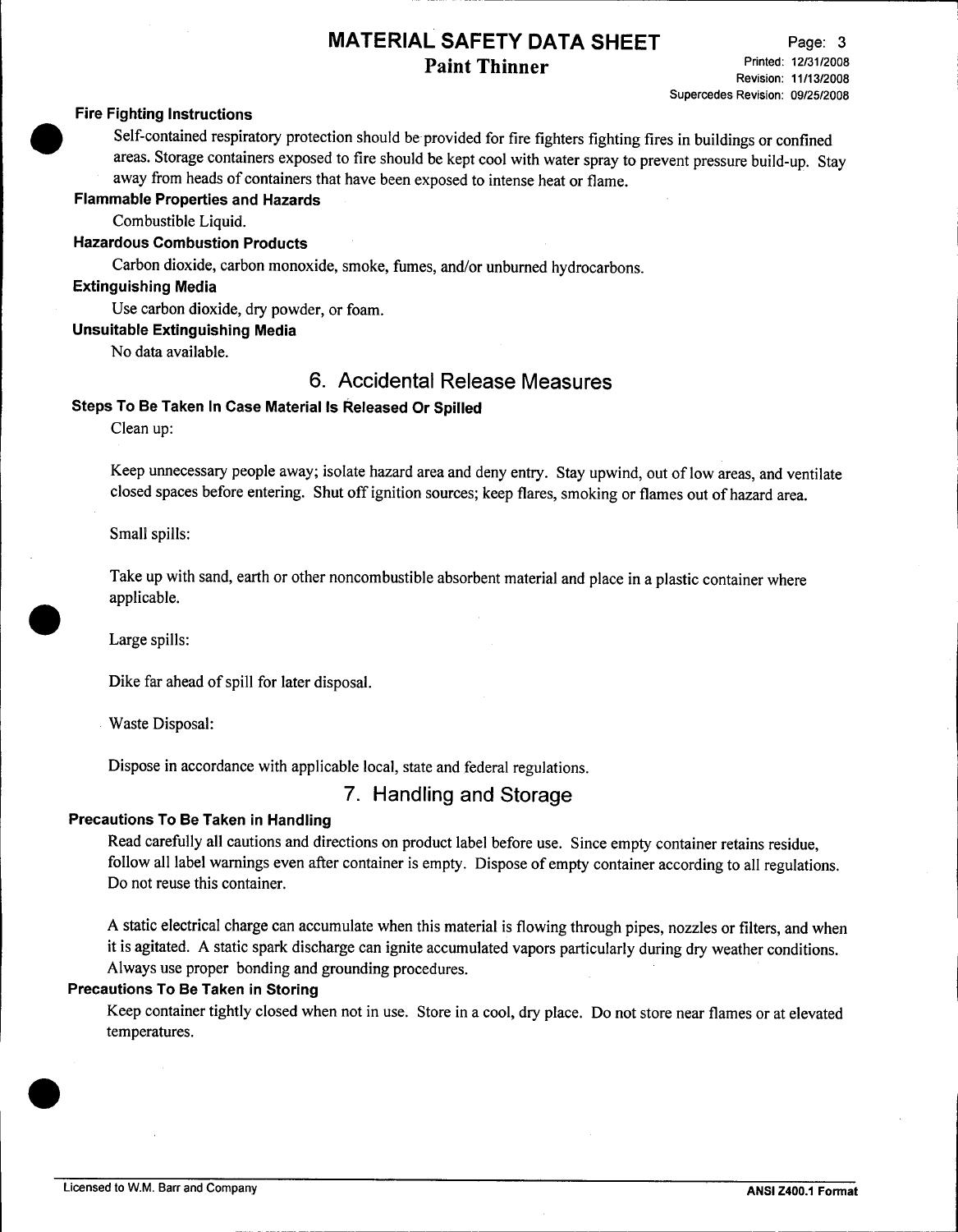### Fire Fighting Instructions

Self-contained respiratory protection should be provided for fire fighters fighting fires in buildings or confined areas. Storage containers exposed to fire should be kept cool with water spray to prevent pressure build-up. Stay away from heads of containers that have been exposed to intense heat or flame.

### Flammable Properties and Hazards

Combustible Liquid.

### Hazardous Combustion Products

Carbon dioxide, carbon monoxide, smoke, fumes, and/or unburned hydrocarbons.

### Extinguishing Media

Use carbon dioxide, dry powder, or foam.

### Unsuitable Extinguishing Media

No data available.

## 6. Accidental Release Measures

### Steps To Be Taken In Case Material Is Released Or Spilled

Clean up:

Keep unnecessary people away; isolate hazard area and deny entry. Stay upwind, out of low areas, and ventilate closed spaces before entering. Shut off ignition sources; keep flares, smoking or flames out of hazard area.

Small spills:

Take up with sand, earth or other noncombustible absorbent material and place in a plastic container where applicable.

Large spills:

Dike far ahead of spill for later disposal.

Waste Disposal:

Dispose in accordance with applicable local, state and federal regulations.

## 7. Handling and Storage

### Precautions To Be Taken in Handling

Read carefully all cautions and directions on product label before use. Since empty container retains residue, follow all label warnings even after container is empty. Dispose of empty container according to all regulations. Do not reuse this container.

A static electrical charge can accumulate when this material is flowing through pipes, nozzles or filters, and when it is agitated. A static spark discharge can ignite accumulated vapors particularly during dry weather conditions. Always use proper bonding and grounding procedures.

### Precautions To Be Taken in Storing

Keep container tightly closed when not in use. Store in a cool, dry place. Do not store near flames or at elevated temperatures.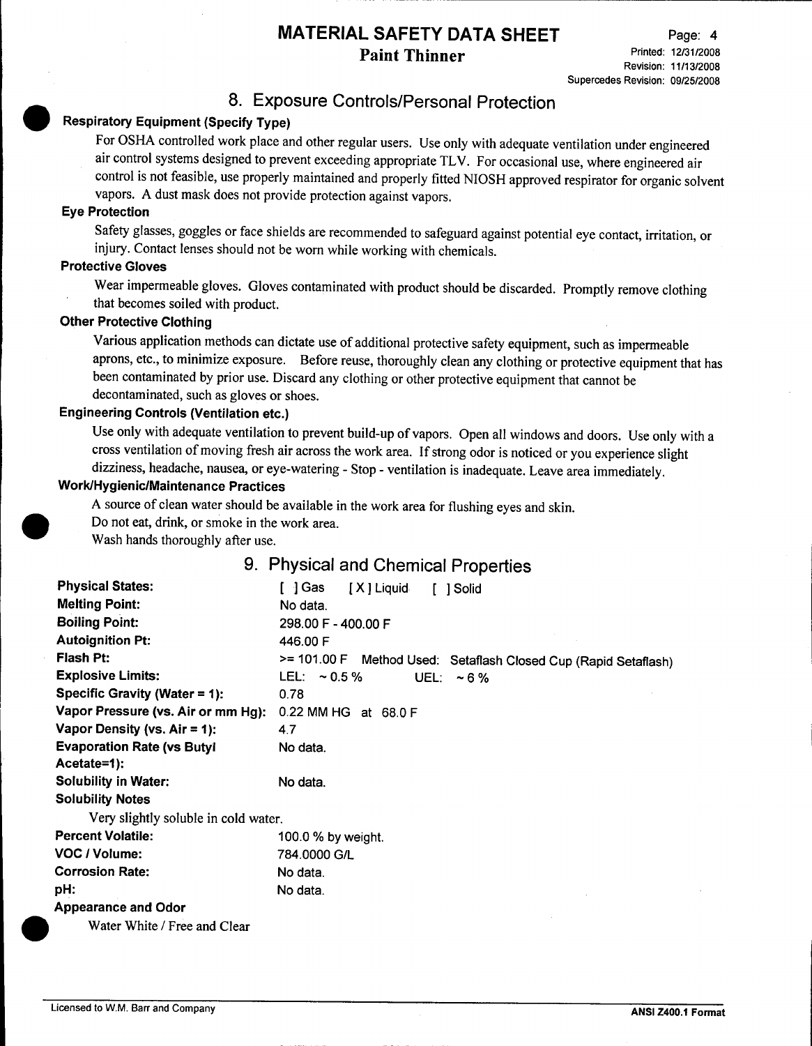## 8. Exposure Controls/Personal Protection

### Respiratory Equipment (Specify Type)

For OSHA controlled work place and other regular users. Use only with adequate ventilation under engineered air control systems designed to prevent exceeding appropriate TLV. For occasional use, where engineered air control is not feasible, use properly maintained and properly fitted NIOSH approved respirator for organic solvent vapors. A dust mask does not provide protection against vapors.

### Eye Protection

Safety glasses, goggles or face shields are recommended to safeguard against potential eye contact, irritation, or injury. Contact lenses should not be worn while working with chemicals.

### Protective Gloves

Wear impermeable gloves. Gloves contaminated with product should be discarded. Promptly remove clothing that becomes soiled with product.

### Other Protective Clothing

Various application methods can dictate use of additional protective safety equipment, such as impermeable aprons, etc., to minimize exposure. Before reuse, thoroughly clean any clothing or protective equipment that has been contaminated by prior use. Discard any clothing or other protective equipment that cannot be decontaminated, such as gloves or shoes.

### Engineering Controls (Ventilation etc.)

Use only with adequate ventilation to prevent build-up of vapors. Open all windows and doors. Use only with a cross ventilation of moving fresh air across the work area. If strong odor is noticed or you experience slight dizziness, headache, nausea, or eye-watering - Stop - ventilation is inadequate. Leave area immediately.

### Work/Hygienic/Maintenance Practices

A source of clean water should be available in the work area for flushing eyes and skin.
Do not eat, drink, or smoke in the work area.
Wash hands thoroughly after use.

## 9. Physical and Chemical Properties

| Property | Value |
|---|---|
| **Physical States:** | [ ] Gas [X] Liquid [ ] Solid |
| **Melting Point:** | No data. |
| **Boiling Point:** | 298.00 F - 400.00 F |
| **Autoignition Pt:** | 446.00 F |
| **Flash Pt:** | >= 101.00 F Method Used: Setaflash Closed Cup (Rapid Setaflash) |
| **Explosive Limits:** | LEL: ~0.5 % UEL: ~6 % |
| **Specific Gravity (Water = 1):** | 0.78 |
| **Vapor Pressure (vs. Air or mm Hg):** | 0.22 MM HG at 68.0 F |
| **Vapor Density (vs. Air = 1):** | 4.7 |
| **Evaporation Rate (vs Butyl Acetate=1):** | No data. |
| **Solubility in Water:** | No data. |

**Solubility Notes**

Very slightly soluble in cold water.

| Property | Value |
|---|---|
| **Percent Volatile:** | 100.0 % by weight. |
| **VOC / Volume:** | 784.0000 G/L |
| **Corrosion Rate:** | No data. |
| **pH:** | No data. |

**Appearance and Odor**

Water White / Free and Clear

Licensed to W.M. Barr and Company

ANSI Z400.1 Format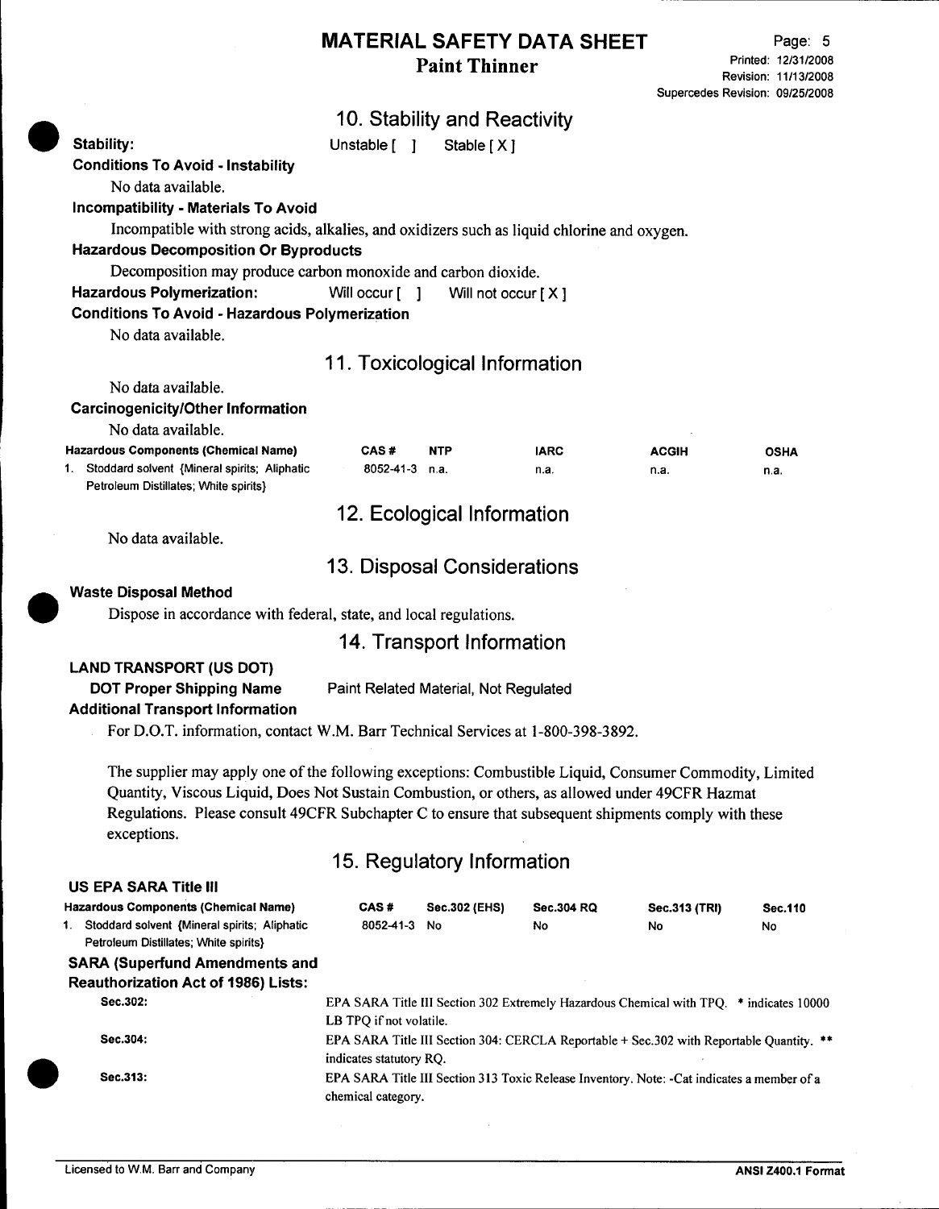# MATERIAL SAFETY DATA SHEET

## Paint Thinner

Printed: 12/31/2008
Revision: 11/13/2008
Supercedes Revision: 09/25/2008

## 10. Stability and Reactivity

**Stability:** Unstable [ ] Stable [ X ]

**Conditions To Avoid - Instability**

No data available.

**Incompatibility - Materials To Avoid**

Incompatible with strong acids, alkalies, and oxidizers such as liquid chlorine and oxygen.

**Hazardous Decomposition Or Byproducts**

Decomposition may produce carbon monoxide and carbon dioxide.

**Hazardous Polymerization:** Will occur [ ] Will not occur [ X ]

**Conditions To Avoid - Hazardous Polymerization**

No data available.

## 11. Toxicological Information

No data available.

**Carcinogenicity/Other Information**

No data available.

| Hazardous Components (Chemical Name) | CAS # | NTP | IARC | ACGIH | OSHA |
|---|---|---|---|---|---|
| 1. Stoddard solvent {Mineral spirits; Aliphatic Petroleum Distillates; White spirits} | 8052-41-3 | n.a. | n.a. | n.a. | n.a. |

## 12. Ecological Information

No data available.

## 13. Disposal Considerations

**Waste Disposal Method**

Dispose in accordance with federal, state, and local regulations.

## 14. Transport Information

**LAND TRANSPORT (US DOT)**

**DOT Proper Shipping Name** Paint Related Material, Not Regulated

**Additional Transport Information**

For D.O.T. information, contact W.M. Barr Technical Services at 1-800-398-3892.

The supplier may apply one of the following exceptions: Combustible Liquid, Consumer Commodity, Limited Quantity, Viscous Liquid, Does Not Sustain Combustion, or others, as allowed under 49CFR Hazmat Regulations. Please consult 49CFR Subchapter C to ensure that subsequent shipments comply with these exceptions.

## 15. Regulatory Information

**US EPA SARA Title III**

| Hazardous Components (Chemical Name) | CAS # | Sec.302 (EHS) | Sec.304 RQ | Sec.313 (TRI) | Sec.110 |
|---|---|---|---|---|---|
| 1. Stoddard solvent {Mineral spirits; Aliphatic Petroleum Distillates; White spirits} | 8052-41-3 | No | No | No | No |

**SARA (Superfund Amendments and Reauthorization Act of 1986) Lists:**

| | |
|---|---|
| **Sec.302:** | EPA SARA Title III Section 302 Extremely Hazardous Chemical with TPQ. * indicates 10000 LB TPQ if not volatile. |
| **Sec.304:** | EPA SARA Title III Section 304: CERCLA Reportable + Sec.302 with Reportable Quantity. ** indicates statutory RQ. |
| **Sec.313:** | EPA SARA Title III Section 313 Toxic Release Inventory. Note: -Cat indicates a member of a chemical category. |

Licensed to W.M. Barr Company

ANSI Z400.1 Format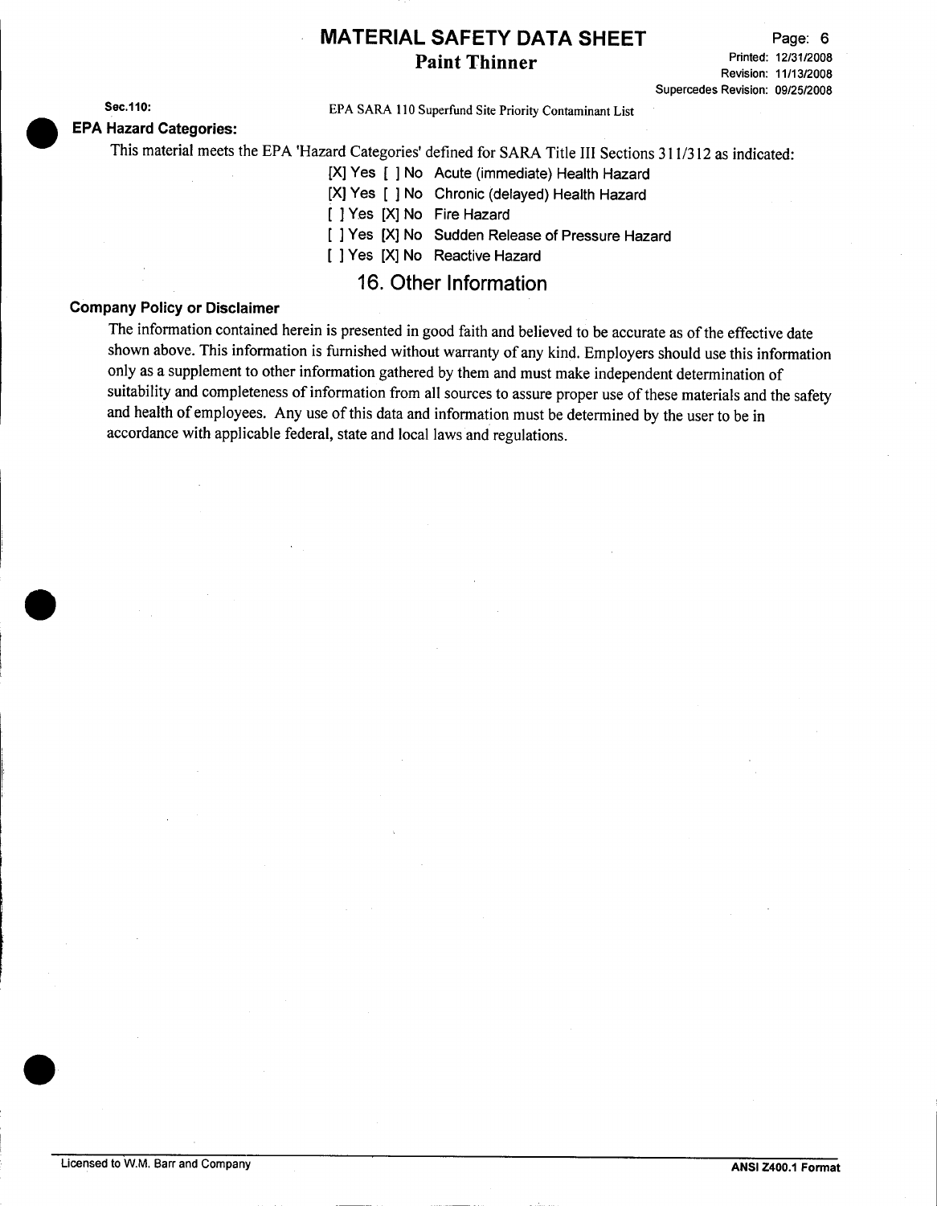**Sec.110:** EPA SARA 110 Superfund Site Priority Contaminant List

**EPA Hazard Categories:**

This material meets the EPA 'Hazard Categories' defined for SARA Title III Sections 311/312 as indicated:

[X] Yes [ ] No Acute (immediate) Health Hazard
[X] Yes [ ] No Chronic (delayed) Health Hazard
[ ] Yes [X] No Fire Hazard
[ ] Yes [X] No Sudden Release of Pressure Hazard
[ ] Yes [X] No Reactive Hazard

## 16. Other Information

**Company Policy or Disclaimer**

The information contained herein is presented in good faith and believed to be accurate as of the effective date shown above. This information is furnished without warranty of any kind. Employers should use this information only as a supplement to other information gathered by them and must make independent determination of suitability and completeness of information from all sources to assure proper use of these materials and the safety and health of employees. Any use of this data and information must be determined by the user to be in accordance with applicable federal, state and local laws and regulations.